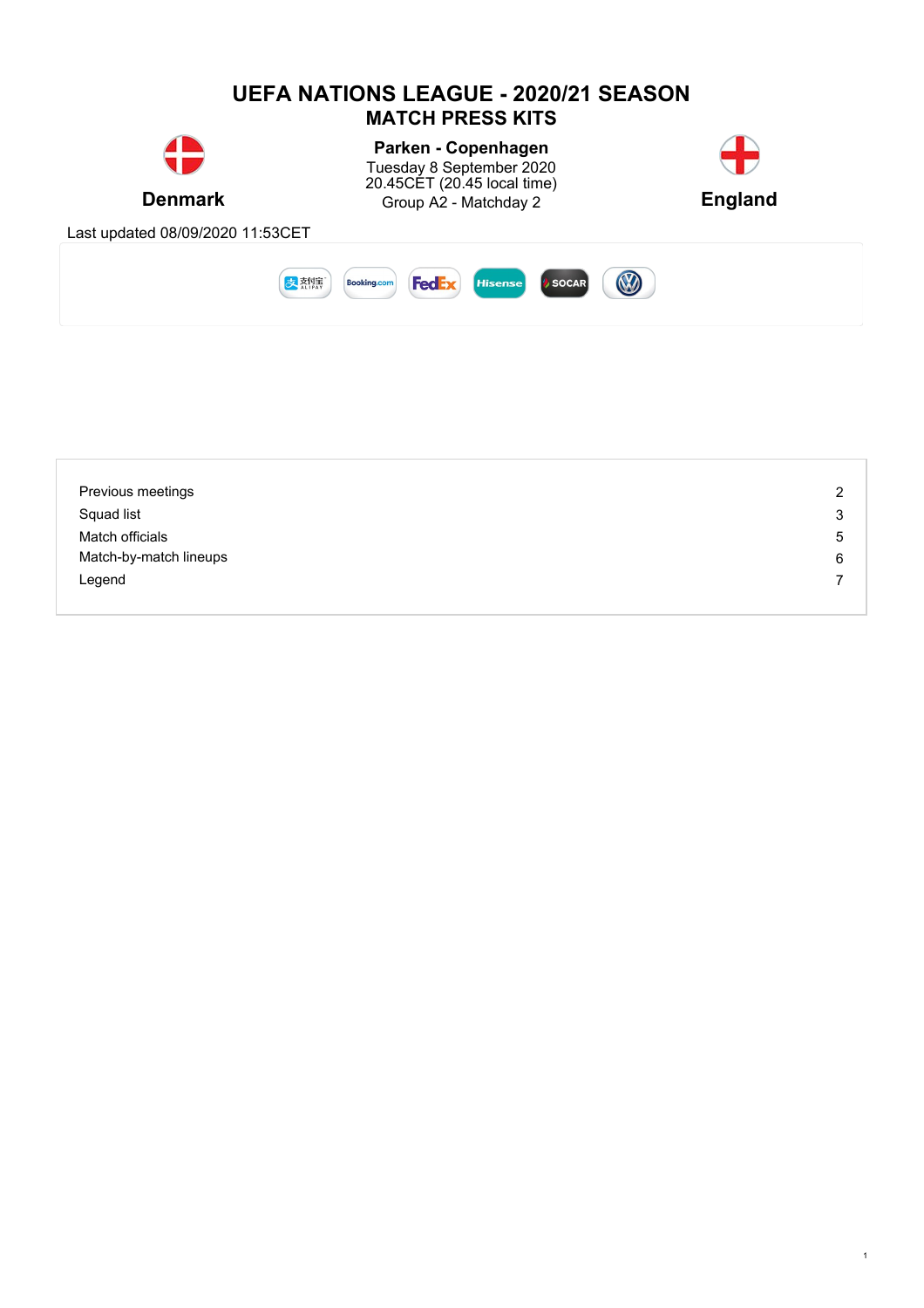# UEFA NATIONS LEAGUE - 2020/21 SEASON

## MATCH PRESS KITS

**Denmark**

**Parken - Copenhagen**
Tuesday 8 September 2020
20.45CET (20.45 local time)
Group A2 - Matchday 2

**England**

Last updated 08/09/2020 11:53CET

| | |
|---|---|
| Previous meetings | 2 |
| Squad list | 3 |
| Match officials | 5 |
| Match-by-match lineups | 6 |
| Legend | 7 |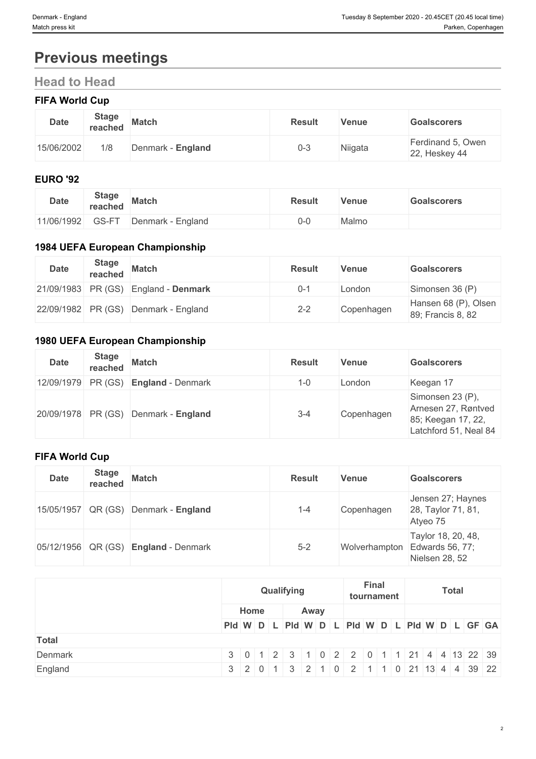# Previous meetings

## Head to Head

### FIFA World Cup

| Date | Stage reached | Match | Result | Venue | Goalscorers |
|---|---|---|---|---|---|
| 15/06/2002 | 1/8 | Denmark - **England** | 0-3 | Niigata | Ferdinand 5, Owen 22, Heskey 44 |

### EURO '92

| Date | Stage reached | Match | Result | Venue | Goalscorers |
|---|---|---|---|---|---|
| 11/06/1992 | GS-FT | Denmark - England | 0-0 | Malmo | |

### 1984 UEFA European Championship

| Date | Stage reached | Match | Result | Venue | Goalscorers |
|---|---|---|---|---|---|
| 21/09/1983 | PR (GS) | England - **Denmark** | 0-1 | London | Simonsen 36 (P) |
| 22/09/1982 | PR (GS) | Denmark - England | 2-2 | Copenhagen | Hansen 68 (P), Olsen 89; Francis 8, 82 |

### 1980 UEFA European Championship

| Date | Stage reached | Match | Result | Venue | Goalscorers |
|---|---|---|---|---|---|
| 12/09/1979 | PR (GS) | **England** - Denmark | 1-0 | London | Keegan 17 |
| 20/09/1978 | PR (GS) | Denmark - **England** | 3-4 | Copenhagen | Simonsen 23 (P), Arnesen 27, Røntved 85; Keegan 17, 22, Latchford 51, Neal 84 |

### FIFA World Cup

| Date | Stage reached | Match | Result | Venue | Goalscorers |
|---|---|---|---|---|---|
| 15/05/1957 | QR (GS) | Denmark - **England** | 1-4 | Copenhagen | Jensen 27; Haynes 28, Taylor 71, 81, Atyeo 75 |
| 05/12/1956 | QR (GS) | **England** - Denmark | 5-2 | Wolverhampton | Taylor 18, 20, 48, Edwards 56, 77; Nielsen 28, 52 |

| | Qualifying | | | | | | | | Final tournament | | | | Total | | | | | |
|---|---|---|---|---|---|---|---|---|---|---|---|---|---|---|---|---|---|---|
| | Home | | | | Away | | | | | | | | | | | | | |
| | Pld | W | D | L | Pld | W | D | L | Pld | W | D | L | Pld | W | D | L | GF | GA |
| **Total** | | | | | | | | | | | | | | | | | | |
| Denmark | 3 | 0 | 1 | 2 | 3 | 1 | 0 | 2 | 2 | 0 | 1 | 1 | 21 | 4 | 4 | 13 | 22 | 39 |
| England | 3 | 2 | 0 | 1 | 3 | 2 | 1 | 0 | 2 | 1 | 1 | 0 | 21 | 13 | 4 | 4 | 39 | 22 |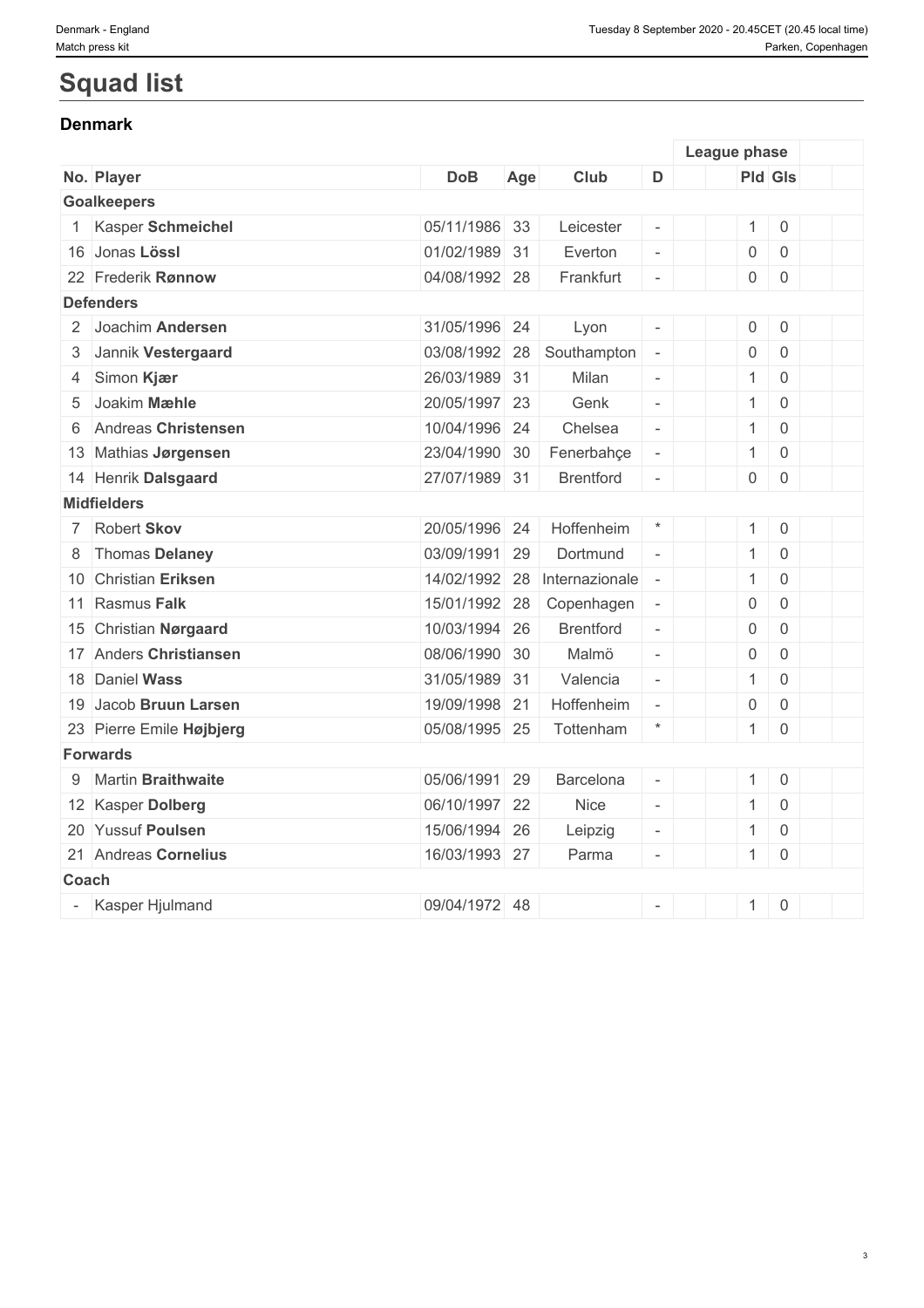# Squad list

## Denmark

| No. | Player | DoB | Age | Club | D | | League phase | | | |
|---|---|---|---|---|---|---|---|---|---|---|
| | | | | | | | Pld | Gls | | |
| **Goalkeepers** | | | | | | | | | | |
| 1 | Kasper **Schmeichel** | 05/11/1986 | 33 | Leicester | - | | 1 | 0 | | |
| 16 | Jonas **Lössl** | 01/02/1989 | 31 | Everton | - | | 0 | 0 | | |
| 22 | Frederik **Rønnow** | 04/08/1992 | 28 | Frankfurt | - | | 0 | 0 | | |
| **Defenders** | | | | | | | | | | |
| 2 | Joachim **Andersen** | 31/05/1996 | 24 | Lyon | - | | 0 | 0 | | |
| 3 | Jannik **Vestergaard** | 03/08/1992 | 28 | Southampton | - | | 0 | 0 | | |
| 4 | Simon **Kjær** | 26/03/1989 | 31 | Milan | - | | 1 | 0 | | |
| 5 | Joakim **Mæhle** | 20/05/1997 | 23 | Genk | - | | 1 | 0 | | |
| 6 | Andreas **Christensen** | 10/04/1996 | 24 | Chelsea | - | | 1 | 0 | | |
| 13 | Mathias **Jørgensen** | 23/04/1990 | 30 | Fenerbahçe | - | | 1 | 0 | | |
| 14 | Henrik **Dalsgaard** | 27/07/1989 | 31 | Brentford | - | | 0 | 0 | | |
| **Midfielders** | | | | | | | | | | |
| 7 | Robert **Skov** | 20/05/1996 | 24 | Hoffenheim | * | | 1 | 0 | | |
| 8 | Thomas **Delaney** | 03/09/1991 | 29 | Dortmund | - | | 1 | 0 | | |
| 10 | Christian **Eriksen** | 14/02/1992 | 28 | Internazionale | - | | 1 | 0 | | |
| 11 | Rasmus **Falk** | 15/01/1992 | 28 | Copenhagen | - | | 0 | 0 | | |
| 15 | Christian **Nørgaard** | 10/03/1994 | 26 | Brentford | - | | 0 | 0 | | |
| 17 | Anders **Christiansen** | 08/06/1990 | 30 | Malmö | - | | 0 | 0 | | |
| 18 | Daniel **Wass** | 31/05/1989 | 31 | Valencia | - | | 1 | 0 | | |
| 19 | Jacob **Bruun Larsen** | 19/09/1998 | 21 | Hoffenheim | - | | 0 | 0 | | |
| 23 | Pierre Emile **Højbjerg** | 05/08/1995 | 25 | Tottenham | * | | 1 | 0 | | |
| **Forwards** | | | | | | | | | | |
| 9 | Martin **Braithwaite** | 05/06/1991 | 29 | Barcelona | - | | 1 | 0 | | |
| 12 | Kasper **Dolberg** | 06/10/1997 | 22 | Nice | - | | 1 | 0 | | |
| 20 | Yussuf **Poulsen** | 15/06/1994 | 26 | Leipzig | - | | 1 | 0 | | |
| 21 | Andreas **Cornelius** | 16/03/1993 | 27 | Parma | - | | 1 | 0 | | |
| **Coach** | | | | | | | | | | |
| - | Kasper Hjulmand | 09/04/1972 | 48 | | - | | 1 | 0 | | |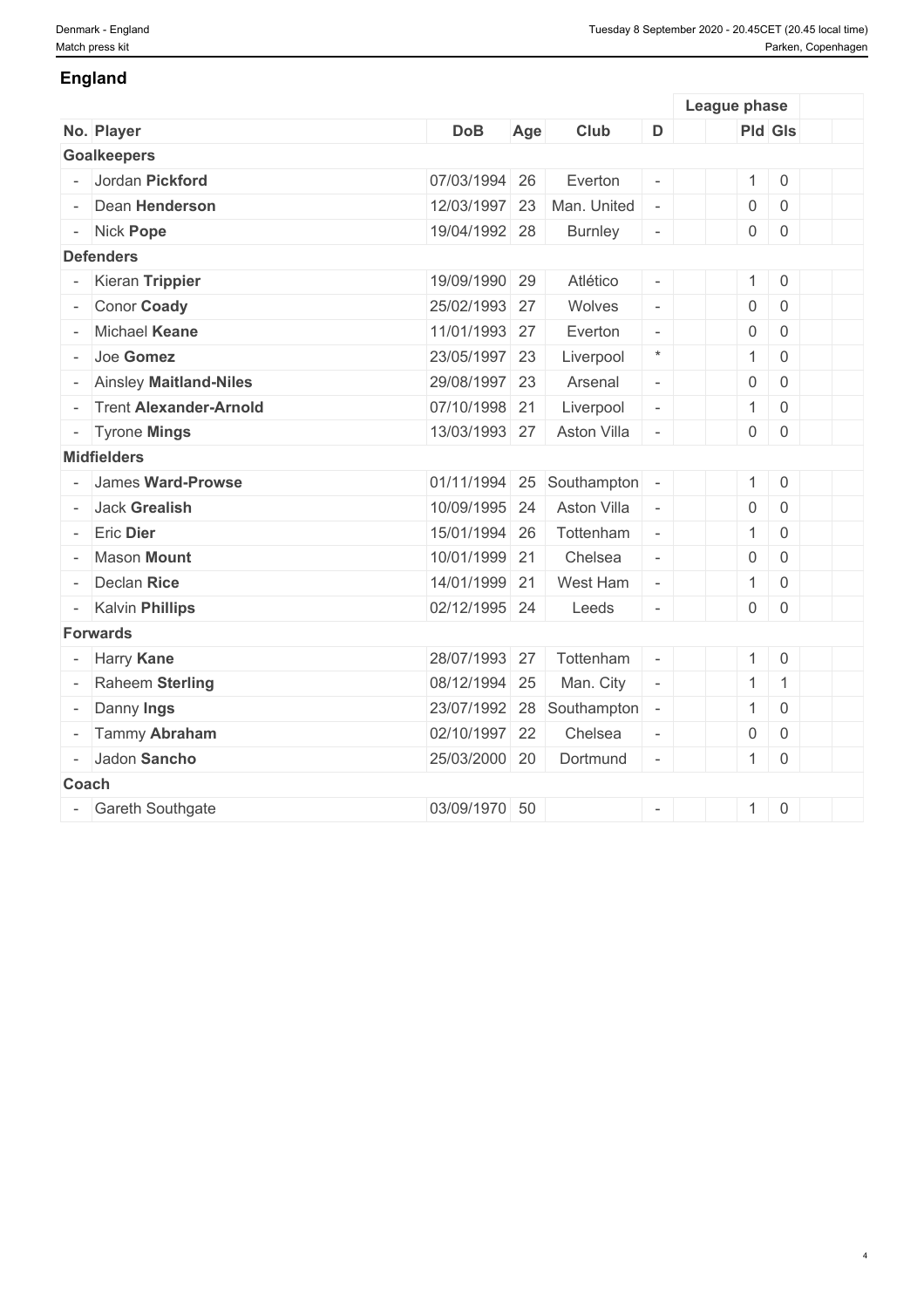## England

| | | | | | | League phase | | | | |
|---|---|---|---|---|---|---|---|---|---|---|
| **No.** | **Player** | **DoB** | **Age** | **Club** | **D** | | **Pld** | **Gls** | | |
| **Goalkeepers** | | | | | | | | | | |
| - | Jordan **Pickford** | 07/03/1994 | 26 | Everton | - | | 1 | 0 | | |
| - | Dean **Henderson** | 12/03/1997 | 23 | Man. United | - | | 0 | 0 | | |
| - | Nick **Pope** | 19/04/1992 | 28 | Burnley | - | | 0 | 0 | | |
| **Defenders** | | | | | | | | | | |
| - | Kieran **Trippier** | 19/09/1990 | 29 | Atlético | - | | 1 | 0 | | |
| - | Conor **Coady** | 25/02/1993 | 27 | Wolves | - | | 0 | 0 | | |
| - | Michael **Keane** | 11/01/1993 | 27 | Everton | - | | 0 | 0 | | |
| - | Joe **Gomez** | 23/05/1997 | 23 | Liverpool | * | | 1 | 0 | | |
| - | Ainsley **Maitland-Niles** | 29/08/1997 | 23 | Arsenal | - | | 0 | 0 | | |
| - | Trent **Alexander-Arnold** | 07/10/1998 | 21 | Liverpool | - | | 1 | 0 | | |
| - | Tyrone **Mings** | 13/03/1993 | 27 | Aston Villa | - | | 0 | 0 | | |
| **Midfielders** | | | | | | | | | | |
| - | James **Ward-Prowse** | 01/11/1994 | 25 | Southampton | - | | 1 | 0 | | |
| - | Jack **Grealish** | 10/09/1995 | 24 | Aston Villa | - | | 0 | 0 | | |
| - | Eric **Dier** | 15/01/1994 | 26 | Tottenham | - | | 1 | 0 | | |
| - | Mason **Mount** | 10/01/1999 | 21 | Chelsea | - | | 0 | 0 | | |
| - | Declan **Rice** | 14/01/1999 | 21 | West Ham | - | | 1 | 0 | | |
| - | Kalvin **Phillips** | 02/12/1995 | 24 | Leeds | - | | 0 | 0 | | |
| **Forwards** | | | | | | | | | | |
| - | Harry **Kane** | 28/07/1993 | 27 | Tottenham | - | | 1 | 0 | | |
| - | Raheem **Sterling** | 08/12/1994 | 25 | Man. City | - | | 1 | 1 | | |
| - | Danny **Ings** | 23/07/1992 | 28 | Southampton | - | | 1 | 0 | | |
| - | Tammy **Abraham** | 02/10/1997 | 22 | Chelsea | - | | 0 | 0 | | |
| - | Jadon **Sancho** | 25/03/2000 | 20 | Dortmund | - | | 1 | 0 | | |
| **Coach** | | | | | | | | | | |
| - | Gareth Southgate | 03/09/1970 | 50 | | - | | 1 | 0 | | |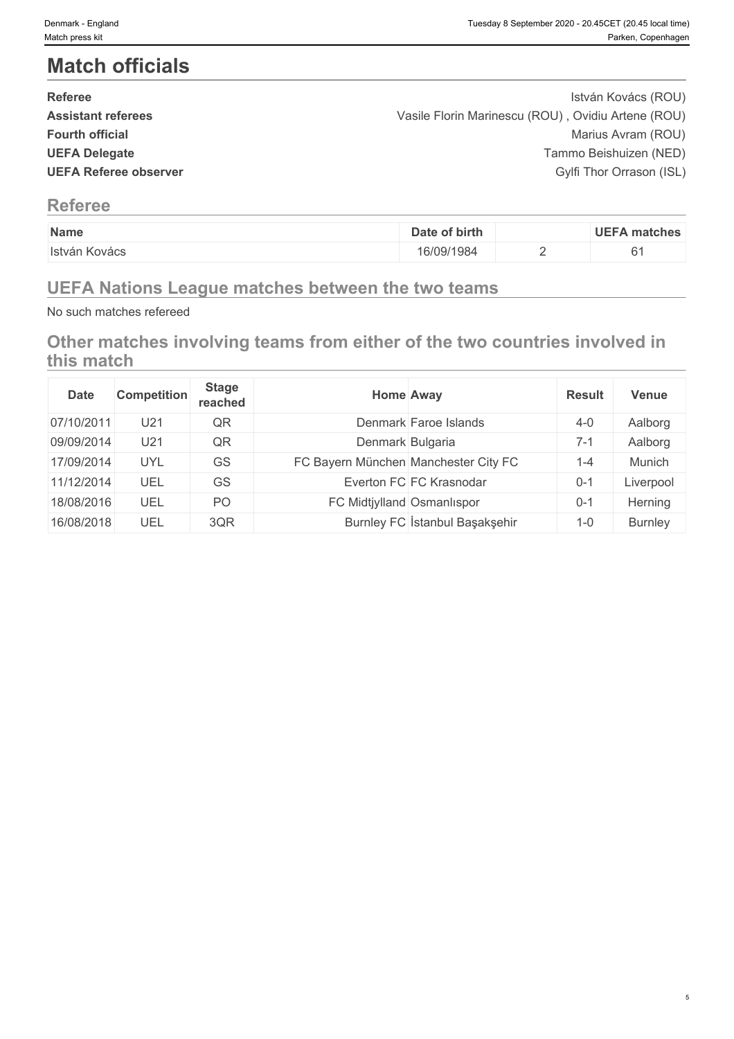# Match officials

| | |
|---|---|
| **Referee** | István Kovács (ROU) |
| **Assistant referees** | Vasile Florin Marinescu (ROU) , Ovidiu Artene (ROU) |
| **Fourth official** | Marius Avram (ROU) |
| **UEFA Delegate** | Tammo Beishuizen (NED) |
| **UEFA Referee observer** | Gylfi Thor Orrason (ISL) |

## Referee

| Name | Date of birth | | UEFA matches |
|---|---|---|---|
| István Kovács | 16/09/1984 | 2 | 61 |

## UEFA Nations League matches between the two teams

No such matches refereed

## Other matches involving teams from either of the two countries involved in this match

| Date | Competition | Stage reached | Home | Away | Result | Venue |
|---|---|---|---|---|---|---|
| 07/10/2011 | U21 | QR | Denmark | Faroe Islands | 4-0 | Aalborg |
| 09/09/2014 | U21 | QR | Denmark | Bulgaria | 7-1 | Aalborg |
| 17/09/2014 | UYL | GS | FC Bayern München | Manchester City FC | 1-4 | Munich |
| 11/12/2014 | UEL | GS | Everton FC | FC Krasnodar | 0-1 | Liverpool |
| 18/08/2016 | UEL | PO | FC Midtjylland | Osmanlıspor | 0-1 | Herning |
| 16/08/2018 | UEL | 3QR | Burnley FC | İstanbul Başakşehir | 1-0 | Burnley |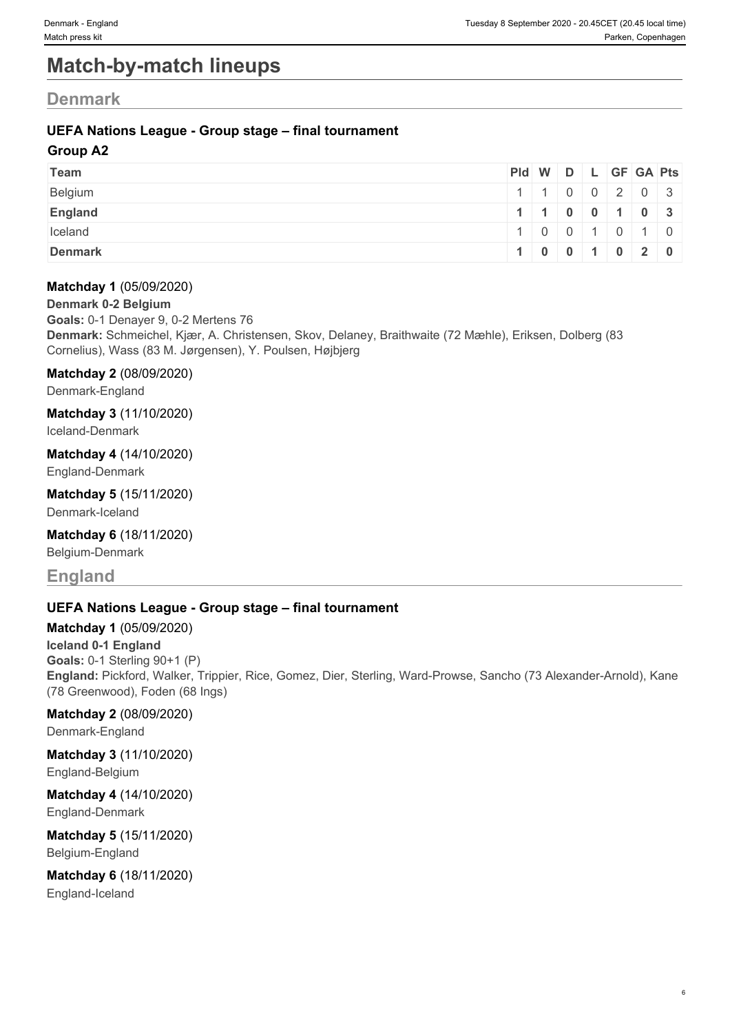# Match-by-match lineups

## Denmark

### UEFA Nations League - Group stage – final tournament

**Group A2**

| Team | Pld | W | D | L | GF | GA | Pts |
|---|---|---|---|---|---|---|---|
| Belgium | 1 | 1 | 0 | 0 | 2 | 0 | 3 |
| **England** | **1** | **1** | **0** | **0** | **1** | **0** | **3** |
| Iceland | 1 | 0 | 0 | 1 | 0 | 1 | 0 |
| **Denmark** | **1** | **0** | **0** | **1** | **0** | **2** | **0** |

**Matchday 1** (05/09/2020)
**Denmark 0-2 Belgium**
**Goals:** 0-1 Denayer 9, 0-2 Mertens 76
**Denmark:** Schmeichel, Kjær, A. Christensen, Skov, Delaney, Braithwaite (72 Mæhle), Eriksen, Dolberg (83 Cornelius), Wass (83 M. Jørgensen), Y. Poulsen, Højbjerg

**Matchday 2** (08/09/2020)
Denmark-England

**Matchday 3** (11/10/2020)
Iceland-Denmark

**Matchday 4** (14/10/2020)
England-Denmark

**Matchday 5** (15/11/2020)
Denmark-Iceland

**Matchday 6** (18/11/2020)
Belgium-Denmark

## England

### UEFA Nations League - Group stage – final tournament

**Matchday 1** (05/09/2020)
**Iceland 0-1 England**
**Goals:** 0-1 Sterling 90+1 (P)
**England:** Pickford, Walker, Trippier, Rice, Gomez, Dier, Sterling, Ward-Prowse, Sancho (73 Alexander-Arnold), Kane (78 Greenwood), Foden (68 Ings)

**Matchday 2** (08/09/2020)
Denmark-England

**Matchday 3** (11/10/2020)
England-Belgium

**Matchday 4** (14/10/2020)
England-Denmark

**Matchday 5** (15/11/2020)
Belgium-England

**Matchday 6** (18/11/2020)
England-Iceland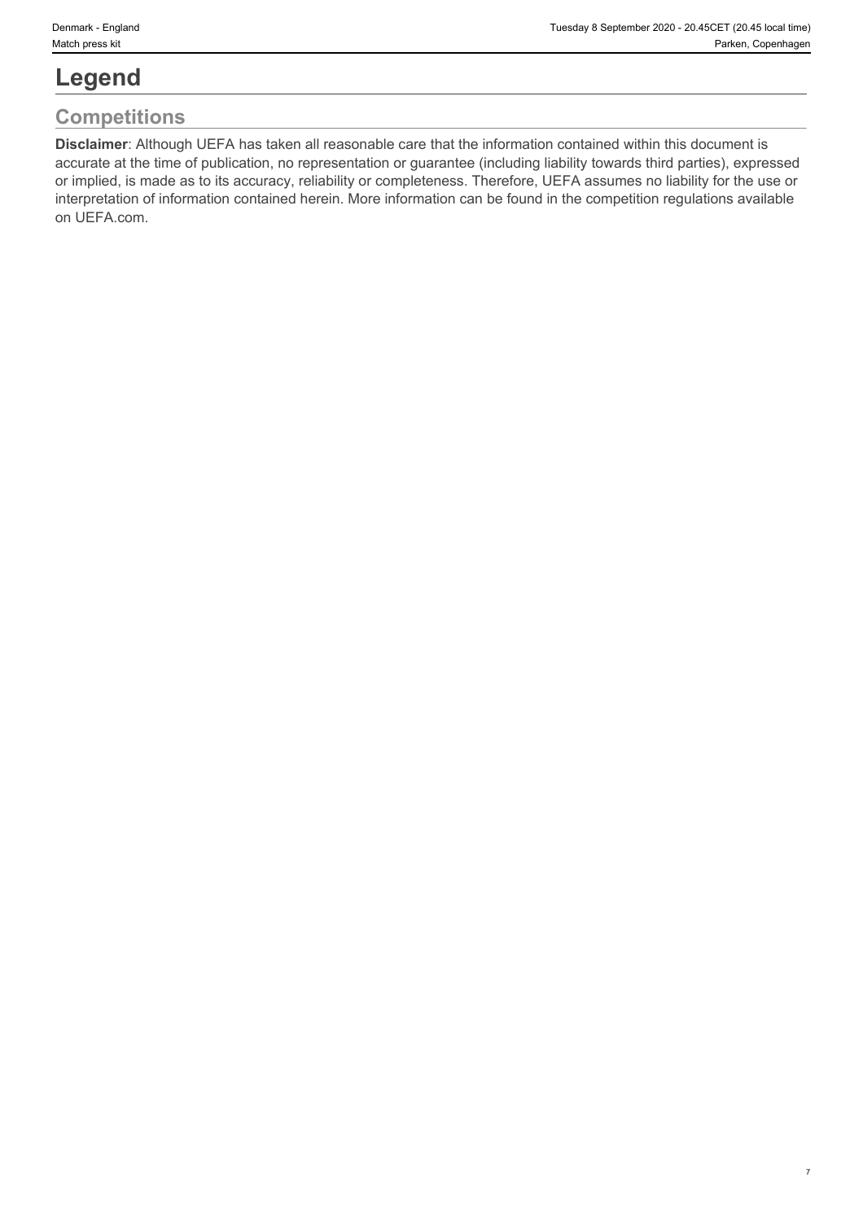# Legend

## Competitions

**Disclaimer**: Although UEFA has taken all reasonable care that the information contained within this document is accurate at the time of publication, no representation or guarantee (including liability towards third parties), expressed or implied, is made as to its accuracy, reliability or completeness. Therefore, UEFA assumes no liability for the use or interpretation of information contained herein. More information can be found in the competition regulations available on UEFA.com.